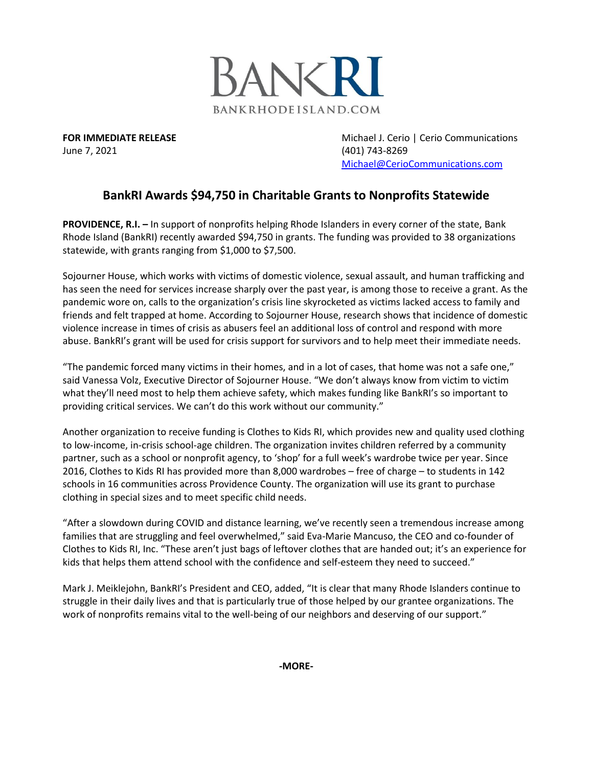BANKRI
BANKRHODEISLAND.COM

**FOR IMMEDIATE RELEASE**
June 7, 2021

Michael J. Cerio | Cerio Communications
(401) 743-8269
Michael@CerioCommunications.com

## BankRI Awards $94,750 in Charitable Grants to Nonprofits Statewide

**PROVIDENCE, R.I. –** In support of nonprofits helping Rhode Islanders in every corner of the state, Bank Rhode Island (BankRI) recently awarded $94,750 in grants. The funding was provided to 38 organizations statewide, with grants ranging from $1,000 to $7,500.

Sojourner House, which works with victims of domestic violence, sexual assault, and human trafficking and has seen the need for services increase sharply over the past year, is among those to receive a grant. As the pandemic wore on, calls to the organization's crisis line skyrocketed as victims lacked access to family and friends and felt trapped at home. According to Sojourner House, research shows that incidence of domestic violence increase in times of crisis as abusers feel an additional loss of control and respond with more abuse. BankRI's grant will be used for crisis support for survivors and to help meet their immediate needs.

"The pandemic forced many victims in their homes, and in a lot of cases, that home was not a safe one," said Vanessa Volz, Executive Director of Sojourner House. "We don't always know from victim to victim what they'll need most to help them achieve safety, which makes funding like BankRI's so important to providing critical services. We can't do this work without our community."

Another organization to receive funding is Clothes to Kids RI, which provides new and quality used clothing to low-income, in-crisis school-age children. The organization invites children referred by a community partner, such as a school or nonprofit agency, to 'shop' for a full week's wardrobe twice per year. Since 2016, Clothes to Kids RI has provided more than 8,000 wardrobes – free of charge – to students in 142 schools in 16 communities across Providence County. The organization will use its grant to purchase clothing in special sizes and to meet specific child needs.

"After a slowdown during COVID and distance learning, we've recently seen a tremendous increase among families that are struggling and feel overwhelmed," said Eva-Marie Mancuso, the CEO and co-founder of Clothes to Kids RI, Inc. "These aren't just bags of leftover clothes that are handed out; it's an experience for kids that helps them attend school with the confidence and self-esteem they need to succeed."

Mark J. Meiklejohn, BankRI's President and CEO, added, "It is clear that many Rhode Islanders continue to struggle in their daily lives and that is particularly true of those helped by our grantee organizations. The work of nonprofits remains vital to the well-being of our neighbors and deserving of our support."

**-MORE-**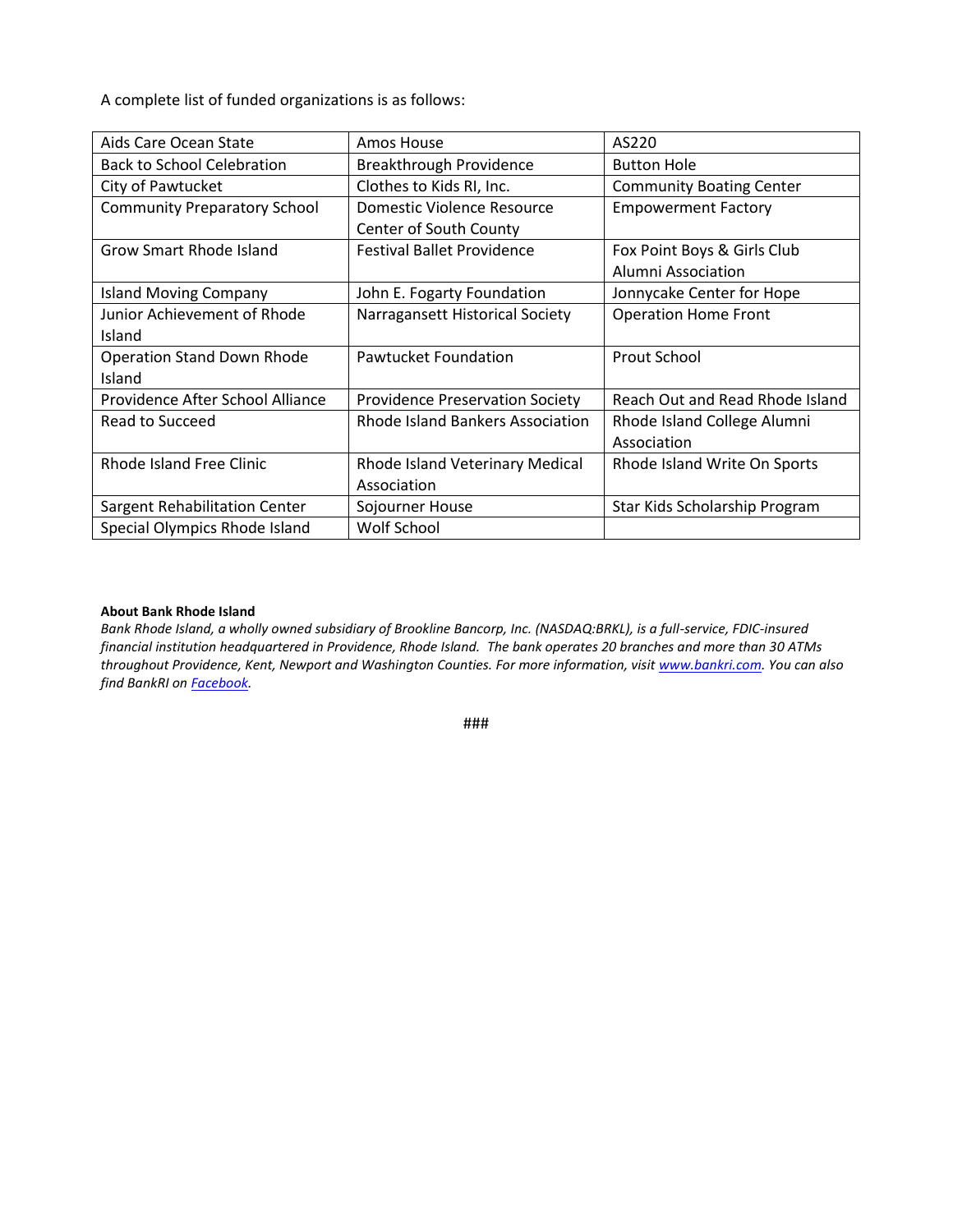A complete list of funded organizations is as follows:

| | | |
|---|---|---|
| Aids Care Ocean State | Amos House | AS220 |
| Back to School Celebration | Breakthrough Providence | Button Hole |
| City of Pawtucket | Clothes to Kids RI, Inc. | Community Boating Center |
| Community Preparatory School | Domestic Violence Resource Center of South County | Empowerment Factory |
| Grow Smart Rhode Island | Festival Ballet Providence | Fox Point Boys & Girls Club Alumni Association |
| Island Moving Company | John E. Fogarty Foundation | Jonnycake Center for Hope |
| Junior Achievement of Rhode Island | Narragansett Historical Society | Operation Home Front |
| Operation Stand Down Rhode Island | Pawtucket Foundation | Prout School |
| Providence After School Alliance | Providence Preservation Society | Reach Out and Read Rhode Island |
| Read to Succeed | Rhode Island Bankers Association | Rhode Island College Alumni Association |
| Rhode Island Free Clinic | Rhode Island Veterinary Medical Association | Rhode Island Write On Sports |
| Sargent Rehabilitation Center | Sojourner House | Star Kids Scholarship Program |
| Special Olympics Rhode Island | Wolf School | |

**About Bank Rhode Island**

*Bank Rhode Island, a wholly owned subsidiary of Brookline Bancorp, Inc. (NASDAQ:BRKL), is a full-service, FDIC-insured financial institution headquartered in Providence, Rhode Island. The bank operates 20 branches and more than 30 ATMs throughout Providence, Kent, Newport and Washington Counties. For more information, visit [www.bankri.com](http://www.bankri.com). You can also find BankRI on [Facebook](https://www.facebook.com).*

###